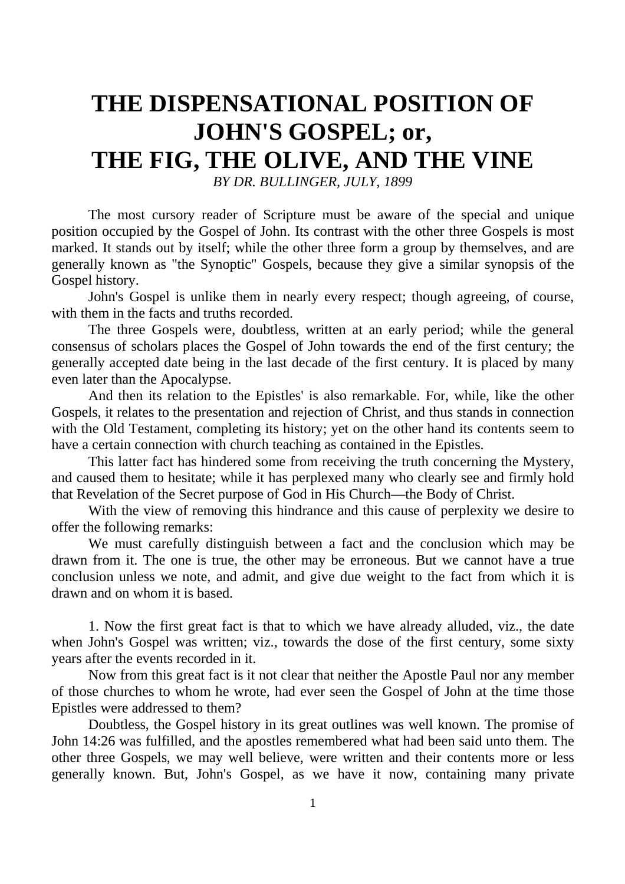# THE DISPENSATIONAL POSITION OF JOHN'S GOSPEL; or, THE FIG, THE OLIVE, AND THE VINE

*BY DR. BULLINGER, JULY, 1899*

The most cursory reader of Scripture must be aware of the special and unique position occupied by the Gospel of John. Its contrast with the other three Gospels is most marked. It stands out by itself; while the other three form a group by themselves, and are generally known as "the Synoptic" Gospels, because they give a similar synopsis of the Gospel history.

John's Gospel is unlike them in nearly every respect; though agreeing, of course, with them in the facts and truths recorded.

The three Gospels were, doubtless, written at an early period; while the general consensus of scholars places the Gospel of John towards the end of the first century; the generally accepted date being in the last decade of the first century. It is placed by many even later than the Apocalypse.

And then its relation to the Epistles' is also remarkable. For, while, like the other Gospels, it relates to the presentation and rejection of Christ, and thus stands in connection with the Old Testament, completing its history; yet on the other hand its contents seem to have a certain connection with church teaching as contained in the Epistles.

This latter fact has hindered some from receiving the truth concerning the Mystery, and caused them to hesitate; while it has perplexed many who clearly see and firmly hold that Revelation of the Secret purpose of God in His Church—the Body of Christ.

With the view of removing this hindrance and this cause of perplexity we desire to offer the following remarks:

We must carefully distinguish between a fact and the conclusion which may be drawn from it. The one is true, the other may be erroneous. But we cannot have a true conclusion unless we note, and admit, and give due weight to the fact from which it is drawn and on whom it is based.

1. Now the first great fact is that to which we have already alluded, viz., the date when John's Gospel was written; viz., towards the dose of the first century, some sixty years after the events recorded in it.

Now from this great fact is it not clear that neither the Apostle Paul nor any member of those churches to whom he wrote, had ever seen the Gospel of John at the time those Epistles were addressed to them?

Doubtless, the Gospel history in its great outlines was well known. The promise of John 14:26 was fulfilled, and the apostles remembered what had been said unto them. The other three Gospels, we may well believe, were written and their contents more or less generally known. But, John's Gospel, as we have it now, containing many private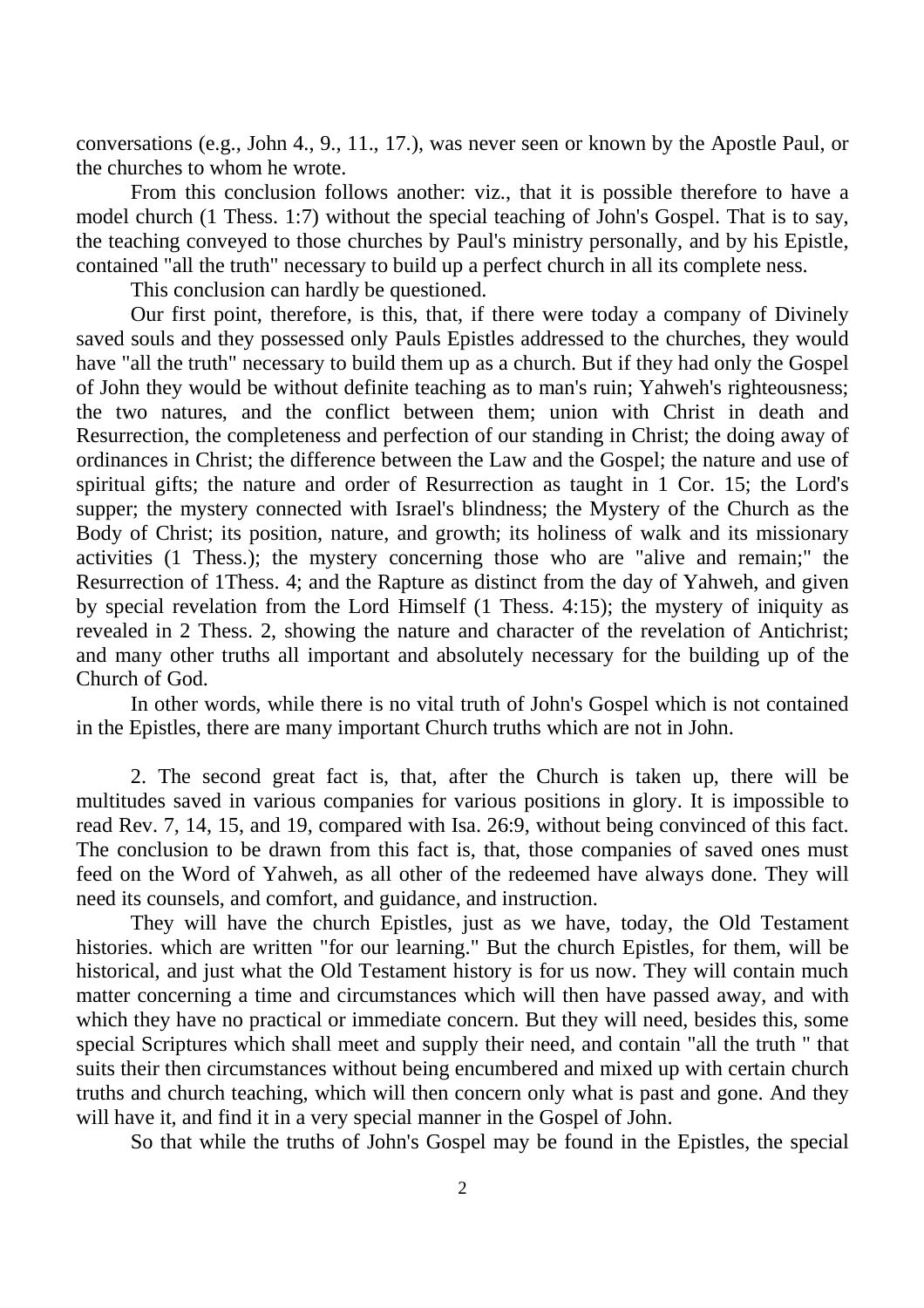conversations (e.g., John 4., 9., 11., 17.), was never seen or known by the Apostle Paul, or the churches to whom he wrote.

From this conclusion follows another: viz., that it is possible therefore to have a model church (1 Thess. 1:7) without the special teaching of John's Gospel. That is to say, the teaching conveyed to those churches by Paul's ministry personally, and by his Epistle, contained "all the truth" necessary to build up a perfect church in all its complete ness.

This conclusion can hardly be questioned.

Our first point, therefore, is this, that, if there were today a company of Divinely saved souls and they possessed only Pauls Epistles addressed to the churches, they would have "all the truth" necessary to build them up as a church. But if they had only the Gospel of John they would be without definite teaching as to man's ruin; Yahweh's righteousness; the two natures, and the conflict between them; union with Christ in death and Resurrection, the completeness and perfection of our standing in Christ; the doing away of ordinances in Christ; the difference between the Law and the Gospel; the nature and use of spiritual gifts; the nature and order of Resurrection as taught in 1 Cor. 15; the Lord's supper; the mystery connected with Israel's blindness; the Mystery of the Church as the Body of Christ; its position, nature, and growth; its holiness of walk and its missionary activities (1 Thess.); the mystery concerning those who are "alive and remain;" the Resurrection of 1Thess. 4; and the Rapture as distinct from the day of Yahweh, and given by special revelation from the Lord Himself (1 Thess. 4:15); the mystery of iniquity as revealed in 2 Thess. 2, showing the nature and character of the revelation of Antichrist; and many other truths all important and absolutely necessary for the building up of the Church of God.

In other words, while there is no vital truth of John's Gospel which is not contained in the Epistles, there are many important Church truths which are not in John.

2. The second great fact is, that, after the Church is taken up, there will be multitudes saved in various companies for various positions in glory. It is impossible to read Rev. 7, 14, 15, and 19, compared with Isa. 26:9, without being convinced of this fact. The conclusion to be drawn from this fact is, that, those companies of saved ones must feed on the Word of Yahweh, as all other of the redeemed have always done. They will need its counsels, and comfort, and guidance, and instruction.

They will have the church Epistles, just as we have, today, the Old Testament histories. which are written "for our learning." But the church Epistles, for them, will be historical, and just what the Old Testament history is for us now. They will contain much matter concerning a time and circumstances which will then have passed away, and with which they have no practical or immediate concern. But they will need, besides this, some special Scriptures which shall meet and supply their need, and contain "all the truth " that suits their then circumstances without being encumbered and mixed up with certain church truths and church teaching, which will then concern only what is past and gone. And they will have it, and find it in a very special manner in the Gospel of John.

So that while the truths of John's Gospel may be found in the Epistles, the special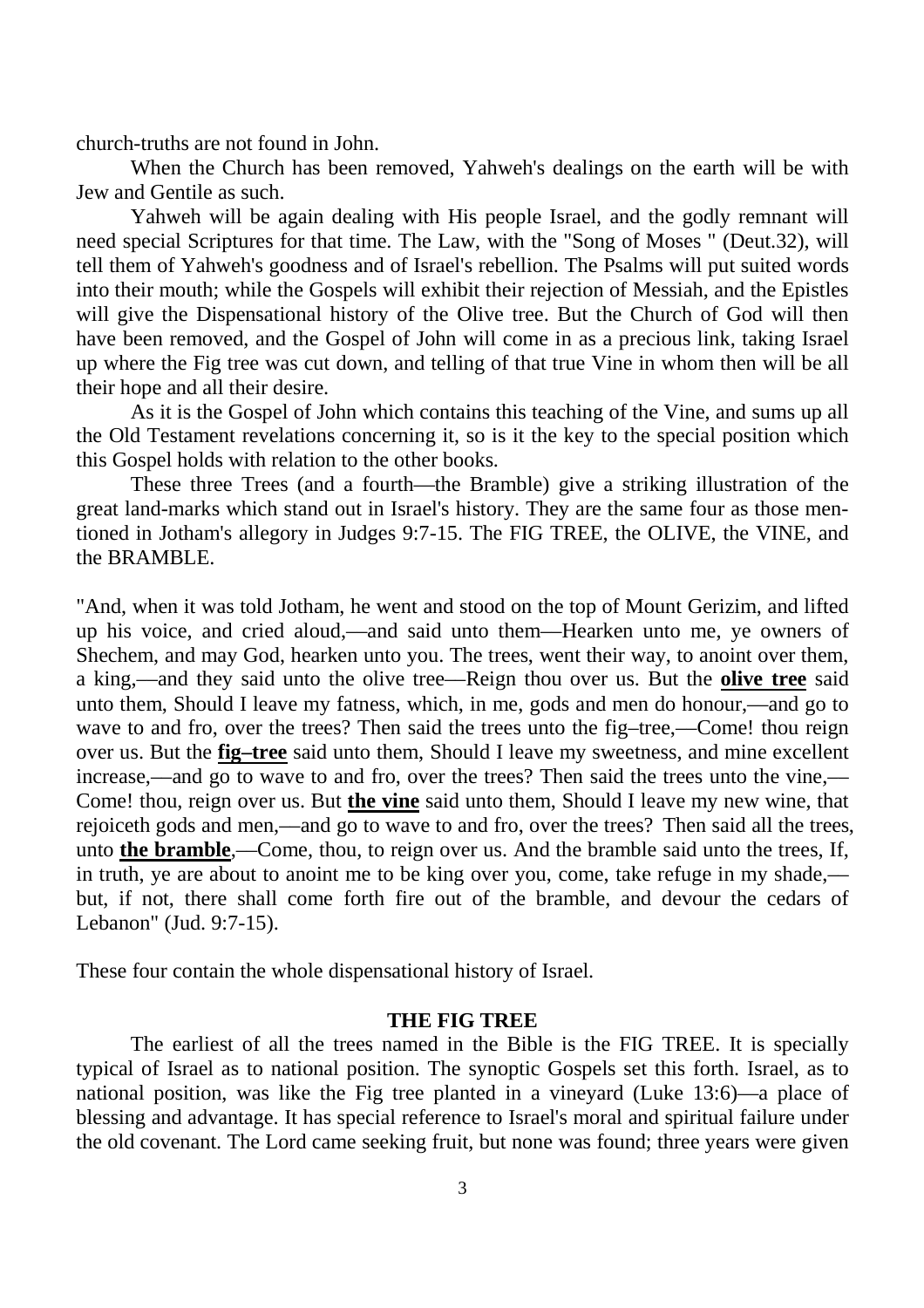church-truths are not found in John.

When the Church has been removed, Yahweh's dealings on the earth will be with Jew and Gentile as such.

Yahweh will be again dealing with His people Israel, and the godly remnant will need special Scriptures for that time. The Law, with the "Song of Moses " (Deut.32), will tell them of Yahweh's goodness and of Israel's rebellion. The Psalms will put suited words into their mouth; while the Gospels will exhibit their rejection of Messiah, and the Epistles will give the Dispensational history of the Olive tree. But the Church of God will then have been removed, and the Gospel of John will come in as a precious link, taking Israel up where the Fig tree was cut down, and telling of that true Vine in whom then will be all their hope and all their desire.

As it is the Gospel of John which contains this teaching of the Vine, and sums up all the Old Testament revelations concerning it, so is it the key to the special position which this Gospel holds with relation to the other books.

These three Trees (and a fourth—the Bramble) give a striking illustration of the great land-marks which stand out in Israel's history. They are the same four as those mentioned in Jotham's allegory in Judges 9:7-15. The FIG TREE, the OLIVE, the VINE, and the BRAMBLE.

"And, when it was told Jotham, he went and stood on the top of Mount Gerizim, and lifted up his voice, and cried aloud,—and said unto them—Hearken unto me, ye owners of Shechem, and may God, hearken unto you. The trees, went their way, to anoint over them, a king,—and they said unto the olive tree—Reign thou over us. But the **olive tree** said unto them, Should I leave my fatness, which, in me, gods and men do honour,—and go to wave to and fro, over the trees? Then said the trees unto the fig–tree,—Come! thou reign over us. But the **fig–tree** said unto them, Should I leave my sweetness, and mine excellent increase,—and go to wave to and fro, over the trees? Then said the trees unto the vine,—Come! thou, reign over us. But **the vine** said unto them, Should I leave my new wine, that rejoiceth gods and men,—and go to wave to and fro, over the trees? Then said all the trees, unto **the bramble**,—Come, thou, to reign over us. And the bramble said unto the trees, If, in truth, ye are about to anoint me to be king over you, come, take refuge in my shade,—but, if not, there shall come forth fire out of the bramble, and devour the cedars of Lebanon" (Jud. 9:7-15).

These four contain the whole dispensational history of Israel.

### THE FIG TREE

The earliest of all the trees named in the Bible is the FIG TREE. It is specially typical of Israel as to national position. The synoptic Gospels set this forth. Israel, as to national position, was like the Fig tree planted in a vineyard (Luke 13:6)—a place of blessing and advantage. It has special reference to Israel's moral and spiritual failure under the old covenant. The Lord came seeking fruit, but none was found; three years were given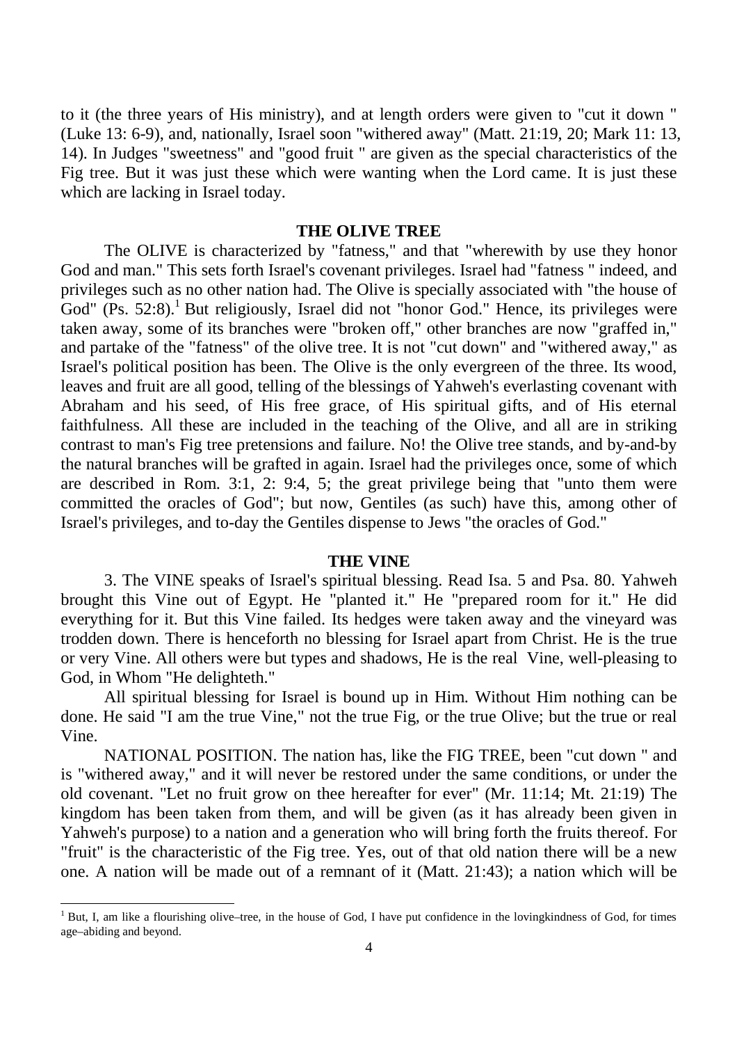to it (the three years of His ministry), and at length orders were given to "cut it down " (Luke 13: 6-9), and, nationally, Israel soon "withered away" (Matt. 21:19, 20; Mark 11: 13, 14). In Judges "sweetness" and "good fruit " are given as the special characteristics of the Fig tree. But it was just these which were wanting when the Lord came. It is just these which are lacking in Israel today.

## THE OLIVE TREE

The OLIVE is characterized by "fatness," and that "wherewith by use they honor God and man." This sets forth Israel's covenant privileges. Israel had "fatness " indeed, and privileges such as no other nation had. The Olive is specially associated with "the house of God" (Ps. 52:8).[1] But religiously, Israel did not "honor God." Hence, its privileges were taken away, some of its branches were "broken off," other branches are now "graffed in," and partake of the "fatness" of the olive tree. It is not "cut down" and "withered away," as Israel's political position has been. The Olive is the only evergreen of the three. Its wood, leaves and fruit are all good, telling of the blessings of Yahweh's everlasting covenant with Abraham and his seed, of His free grace, of His spiritual gifts, and of His eternal faithfulness. All these are included in the teaching of the Olive, and all are in striking contrast to man's Fig tree pretensions and failure. No! the Olive tree stands, and by-and-by the natural branches will be grafted in again. Israel had the privileges once, some of which are described in Rom. 3:1, 2: 9:4, 5; the great privilege being that "unto them were committed the oracles of God"; but now, Gentiles (as such) have this, among other of Israel's privileges, and to-day the Gentiles dispense to Jews "the oracles of God."

## THE VINE

3. The VINE speaks of Israel's spiritual blessing. Read Isa. 5 and Psa. 80. Yahweh brought this Vine out of Egypt. He "planted it." He "prepared room for it." He did everything for it. But this Vine failed. Its hedges were taken away and the vineyard was trodden down. There is henceforth no blessing for Israel apart from Christ. He is the true or very Vine. All others were but types and shadows, He is the real Vine, well-pleasing to God, in Whom "He delighteth."

All spiritual blessing for Israel is bound up in Him. Without Him nothing can be done. He said "I am the true Vine," not the true Fig, or the true Olive; but the true or real Vine.

NATIONAL POSITION. The nation has, like the FIG TREE, been "cut down " and is "withered away," and it will never be restored under the same conditions, or under the old covenant. "Let no fruit grow on thee hereafter for ever" (Mr. 11:14; Mt. 21:19) The kingdom has been taken from them, and will be given (as it has already been given in Yahweh's purpose) to a nation and a generation who will bring forth the fruits thereof. For "fruit" is the characteristic of the Fig tree. Yes, out of that old nation there will be a new one. A nation will be made out of a remnant of it (Matt. 21:43); a nation which will be

[1] But, I, am like a flourishing olive–tree, in the house of God, I have put confidence in the lovingkindness of God, for times age–abiding and beyond.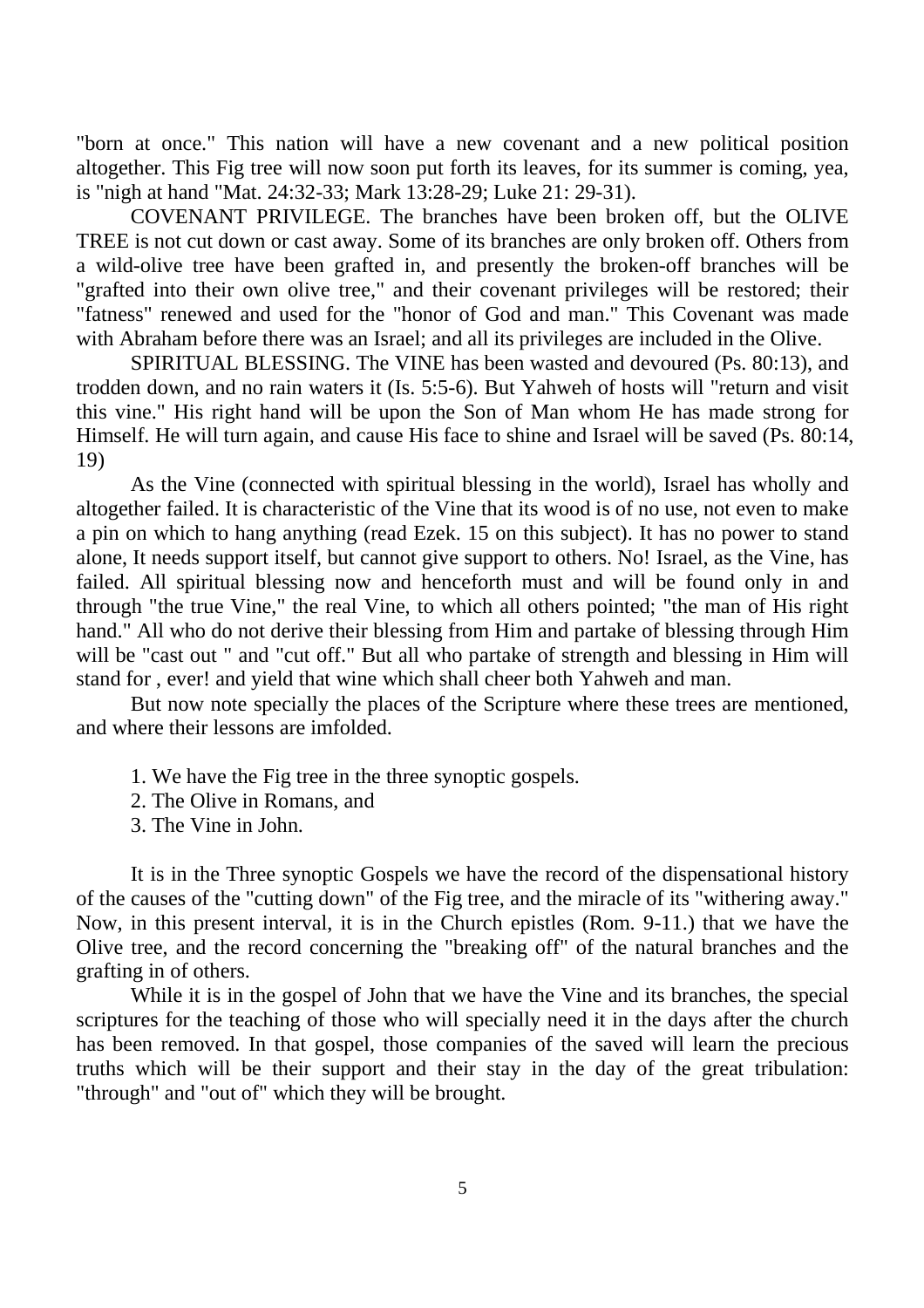"born at once." This nation will have a new covenant and a new political position altogether. This Fig tree will now soon put forth its leaves, for its summer is coming, yea, is "nigh at hand "Mat. 24:32-33; Mark 13:28-29; Luke 21: 29-31).

COVENANT PRIVILEGE. The branches have been broken off, but the OLIVE TREE is not cut down or cast away. Some of its branches are only broken off. Others from a wild-olive tree have been grafted in, and presently the broken-off branches will be "grafted into their own olive tree," and their covenant privileges will be restored; their "fatness" renewed and used for the "honor of God and man." This Covenant was made with Abraham before there was an Israel; and all its privileges are included in the Olive.

SPIRITUAL BLESSING. The VINE has been wasted and devoured (Ps. 80:13), and trodden down, and no rain waters it (Is. 5:5-6). But Yahweh of hosts will "return and visit this vine." His right hand will be upon the Son of Man whom He has made strong for Himself. He will turn again, and cause His face to shine and Israel will be saved (Ps. 80:14, 19)

As the Vine (connected with spiritual blessing in the world), Israel has wholly and altogether failed. It is characteristic of the Vine that its wood is of no use, not even to make a pin on which to hang anything (read Ezek. 15 on this subject). It has no power to stand alone, It needs support itself, but cannot give support to others. No! Israel, as the Vine, has failed. All spiritual blessing now and henceforth must and will be found only in and through "the true Vine," the real Vine, to which all others pointed; "the man of His right hand." All who do not derive their blessing from Him and partake of blessing through Him will be "cast out " and "cut off." But all who partake of strength and blessing in Him will stand for , ever! and yield that wine which shall cheer both Yahweh and man.

But now note specially the places of the Scripture where these trees are mentioned, and where their lessons are imfolded.

1. We have the Fig tree in the three synoptic gospels.
2. The Olive in Romans, and
3. The Vine in John.

It is in the Three synoptic Gospels we have the record of the dispensational history of the causes of the "cutting down" of the Fig tree, and the miracle of its "withering away." Now, in this present interval, it is in the Church epistles (Rom. 9-11.) that we have the Olive tree, and the record concerning the "breaking off" of the natural branches and the grafting in of others.

While it is in the gospel of John that we have the Vine and its branches, the special scriptures for the teaching of those who will specially need it in the days after the church has been removed. In that gospel, those companies of the saved will learn the precious truths which will be their support and their stay in the day of the great tribulation: "through" and "out of" which they will be brought.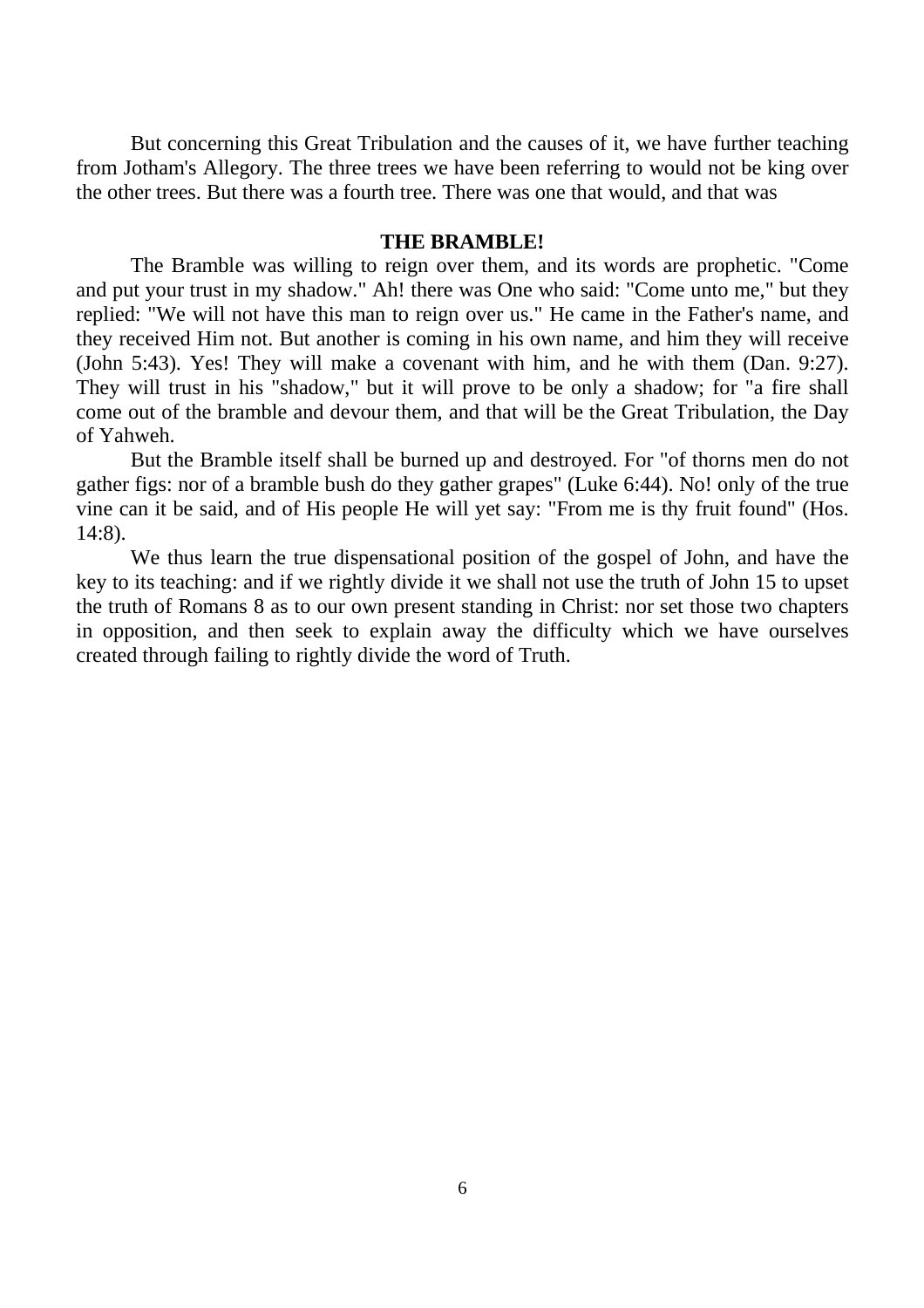But concerning this Great Tribulation and the causes of it, we have further teaching from Jotham's Allegory. The three trees we have been referring to would not be king over the other trees. But there was a fourth tree. There was one that would, and that was

### THE BRAMBLE!

The Bramble was willing to reign over them, and its words are prophetic. "Come and put your trust in my shadow." Ah! there was One who said: "Come unto me," but they replied: "We will not have this man to reign over us." He came in the Father's name, and they received Him not. But another is coming in his own name, and him they will receive (John 5:43). Yes! They will make a covenant with him, and he with them (Dan. 9:27). They will trust in his "shadow," but it will prove to be only a shadow; for "a fire shall come out of the bramble and devour them, and that will be the Great Tribulation, the Day of Yahweh.

But the Bramble itself shall be burned up and destroyed. For "of thorns men do not gather figs: nor of a bramble bush do they gather grapes" (Luke 6:44). No! only of the true vine can it be said, and of His people He will yet say: "From me is thy fruit found" (Hos. 14:8).

We thus learn the true dispensational position of the gospel of John, and have the key to its teaching: and if we rightly divide it we shall not use the truth of John 15 to upset the truth of Romans 8 as to our own present standing in Christ: nor set those two chapters in opposition, and then seek to explain away the difficulty which we have ourselves created through failing to rightly divide the word of Truth.